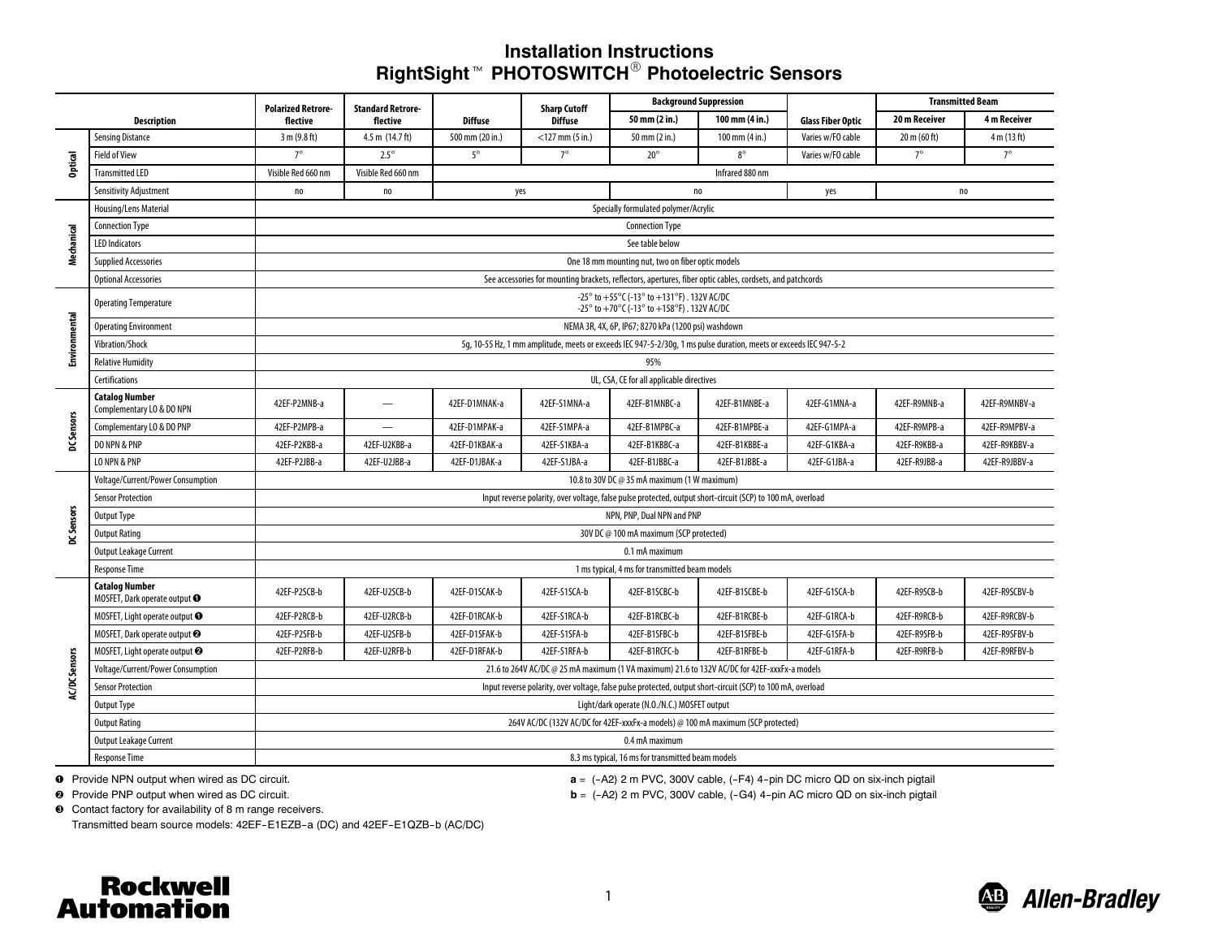# Installation Instructions
# RightSight™ PHOTOSWITCH® Photoelectric Sensors

| | Description | Polarized Retroreflective | Standard Retroreflective | Diffuse | Sharp Cutoff Diffuse | Background Suppression | | Glass Fiber Optic | Transmitted Beam | |
|---|---|---|---|---|---|---|---|---|---|---|
| | | | | | | 50 mm (2 in.) | 100 mm (4 in.) | | 20 m Receiver | 4 m Receiver |
| Optical | Sensing Distance | 3 m (9.8 ft) | 4.5 m (14.7 ft) | 500 mm (20 in.) | <127 mm (5 in.) | 50 mm (2 in.) | 100 mm (4 in.) | Varies w/FO cable | 20 m (60 ft) | 4 m (13 ft) |
| | Field of View | 7° | 2.5° | 5° | 7° | 20° | 8° | Varies w/FO cable | 7° | 7° |
| | Transmitted LED | Visible Red 660 nm | Visible Red 660 nm | Infrared 880 nm | | | | | | |
| | Sensitivity Adjustment | no | no | yes | | no | | yes | no | |
| Mechanical | Housing/Lens Material | Specially formulated polymer/Acrylic | | | | | | | | |
| | Connection Type | Connection Type | | | | | | | | |
| | LED Indicators | See table below | | | | | | | | |
| | Supplied Accessories | One 18 mm mounting nut, two on fiber optic models | | | | | | | | |
| | Optional Accessories | See accessories for mounting brackets, reflectors, apertures, fiber optic cables, cordsets, and patchcords | | | | | | | | |
| Environmental | Operating Temperature | -25° to +55°C (-13° to +131°F) . 132V AC/DC<br>-25° to +70°C (-13° to +158°F) . 132V AC/DC | | | | | | | | |
| | Operating Environment | NEMA 3R, 4X, 6P, IP67; 8270 kPa (1200 psi) washdown | | | | | | | | |
| | Vibration/Shock | 5g, 10-55 Hz, 1 mm amplitude, meets or exceeds IEC 947-5-2/30g, 1 ms pulse duration, meets or exceeds IEC 947-5-2 | | | | | | | | |
| | Relative Humidity | 95% | | | | | | | | |
| | Certifications | UL, CSA, CE for all applicable directives | | | | | | | | |
| DC Sensors | **Catalog Number**<br>Complementary LO & DO NPN | 42EF-P2MNB-a | — | 42EF-D1MNAK-a | 42EF-S1MNA-a | 42EF-B1MNBC-a | 42EF-B1MNBE-a | 42EF-G1MNA-a | 42EF-R9MNB-a | 42EF-R9MNBV-a |
| | Complementary LO & DO PNP | 42EF-P2MPB-a | — | 42EF-D1MPAK-a | 42EF-S1MPA-a | 42EF-B1MPBC-a | 42EF-B1MPBE-a | 42EF-G1MPA-a | 42EF-R9MPB-a | 42EF-R9MPBV-a |
| | DO NPN & PNP | 42EF-P2KBB-a | 42EF-U2KBB-a | 42EF-D1KBAK-a | 42EF-S1KBA-a | 42EF-B1KBBC-a | 42EF-B1KBBE-a | 42EF-G1KBA-a | 42EF-R9KBB-a | 42EF-R9KBBV-a |
| | LO NPN & PNP | 42EF-P2JBB-a | 42EF-U2JBB-a | 42EF-D1JBAK-a | 42EF-S1JBA-a | 42EF-B1JBBC-a | 42EF-B1JBBE-a | 42EF-G1JBA-a | 42EF-R9JBB-a | 42EF-R9JBBV-a |
| DC Sensors | Voltage/Current/Power Consumption | 10.8 to 30V DC @ 35 mA maximum (1 W maximum) | | | | | | | | |
| | Sensor Protection | Input reverse polarity, over voltage, false pulse protected, output short-circuit (SCP) to 100 mA, overload | | | | | | | | |
| | Output Type | NPN, PNP, Dual NPN and PNP | | | | | | | | |
| | Output Rating | 30V DC @ 100 mA maximum (SCP protected) | | | | | | | | |
| | Output Leakage Current | 0.1 mA maximum | | | | | | | | |
| | Response Time | 1 ms typical, 4 ms for transmitted beam models | | | | | | | | |
| AC/DC Sensors | **Catalog Number**<br>MOSFET, Dark operate output ❶ | 42EF-P2SCB-b | 42EF-U2SCB-b | 42EF-D1SCAK-b | 42EF-S1SCA-b | 42EF-B1SCBC-b | 42EF-B1SCBE-b | 42EF-G1SCA-b | 42EF-R9SCB-b | 42EF-R9SCBV-b |
| | MOSFET, Light operate output ❶ | 42EF-P2RCB-b | 42EF-U2RCB-b | 42EF-D1RCAK-b | 42EF-S1RCA-b | 42EF-B1RCBC-b | 42EF-B1RCBE-b | 42EF-G1RCA-b | 42EF-R9RCB-b | 42EF-R9RCBV-b |
| | MOSFET, Dark operate output ❷ | 42EF-P2SFB-b | 42EF-U2SFB-b | 42EF-D1SFAK-b | 42EF-S1SFA-b | 42EF-B1SFBC-b | 42EF-B1SFBE-b | 42EF-G1SFA-b | 42EF-R9SFB-b | 42EF-R9SFBV-b |
| | MOSFET, Light operate output ❷ | 42EF-P2RFB-b | 42EF-U2RFB-b | 42EF-D1RFAK-b | 42EF-S1RFA-b | 42EF-B1RCFC-b | 42EF-B1RFBE-b | 42EF-G1RFA-b | 42EF-R9RFB-b | 42EF-R9RFBV-b |
| | Voltage/Current/Power Consumption | 21.6 to 264V AC/DC @ 25 mA maximum (1 VA maximum) 21.6 to 132V AC/DC for 42EF-xxxFx-a models | | | | | | | | |
| | Sensor Protection | Input reverse polarity, over voltage, false pulse protected, output short-circuit (SCP) to 100 mA, overload | | | | | | | | |
| | Output Type | Light/dark operate (N.O./N.C.) MOSFET output | | | | | | | | |
| | Output Rating | 264V AC/DC (132V AC/DC for 42EF-xxxFx-a models) @ 100 mA maximum (SCP protected) | | | | | | | | |
| | Output Leakage Current | 0.4 mA maximum | | | | | | | | |
| | Response Time | 8.3 ms typical, 16 ms for transmitted beam models | | | | | | | | |

❶ Provide NPN output when wired as DC circuit.
❷ Provide PNP output when wired as DC circuit.
❸ Contact factory for availability of 8 m range receivers.
Transmitted beam source models: 42EF-E1EZB-a (DC) and 42EF-E1QZB-b (AC/DC)

**a** = (-A2) 2 m PVC, 300V cable, (-F4) 4-pin DC micro QD on six-inch pigtail
**b** = (-A2) 2 m PVC, 300V cable, (-G4) 4-pin AC micro QD on six-inch pigtail

**Rockwell Automation**

**Allen-Bradley**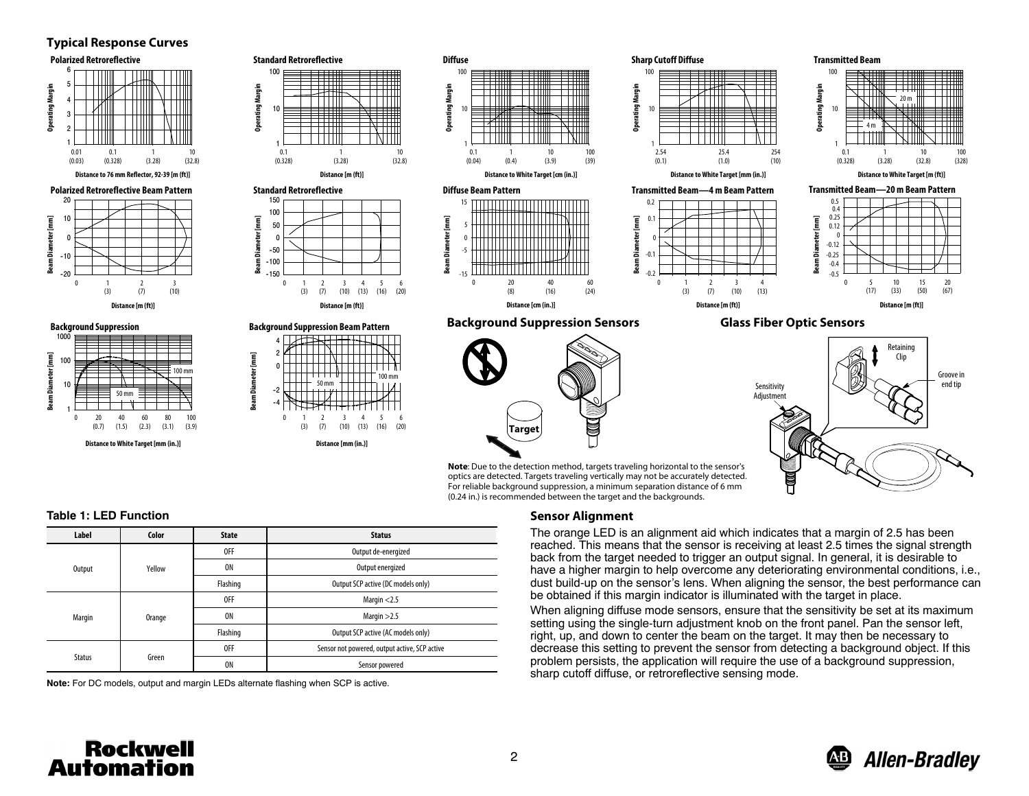## Typical Response Curves

**Polarized Retroreflective**

**Standard Retroreflective**

**Diffuse**

**Sharp Cutoff Diffuse**

**Transmitted Beam**

**Polarized Retroreflective Beam Pattern**

**Standard Retroreflective**

**Diffuse Beam Pattern**

**Transmitted Beam—4 m Beam Pattern**

**Transmitted Beam—20 m Beam Pattern**

**Background Suppression**

**Background Suppression Beam Pattern**

## Background Suppression Sensors

**Note**: Due to the detection method, targets traveling horizontal to the sensor's optics are detected. Targets traveling vertically may not be accurately detected. For reliable background suppression, a minimum separation distance of 6 mm (0.24 in.) is recommended between the target and the backgrounds.

## Glass Fiber Optic Sensors

### Table 1: LED Function

| Label | Color | State | Status |
|---|---|---|---|
| Output | Yellow | OFF | Output de-energized |
| | | ON | Output energized |
| | | Flashing | Output SCP active (DC models only) |
| Margin | Orange | OFF | Margin <2.5 |
| | | ON | Margin >2.5 |
| | | Flashing | Output SCP active (AC models only) |
| Status | Green | OFF | Sensor not powered, output active, SCP active |
| | | ON | Sensor powered |

**Note:** For DC models, output and margin LEDs alternate flashing when SCP is active.

## Sensor Alignment

The orange LED is an alignment aid which indicates that a margin of 2.5 has been reached. This means that the sensor is receiving at least 2.5 times the signal strength back from the target needed to trigger an output signal. In general, it is desirable to have a higher margin to help overcome any deteriorating environmental conditions, i.e., dust build-up on the sensor's lens. When aligning the sensor, the best performance can be obtained if this margin indicator is illuminated with the target in place.

When aligning diffuse mode sensors, ensure that the sensitivity be set at its maximum setting using the single-turn adjustment knob on the front panel. Pan the sensor left, right, up, and down to center the beam on the target. It may then be necessary to decrease this setting to prevent the sensor from detecting a background object. If this problem persists, the application will require the use of a background suppression, sharp cutoff diffuse, or retroreflective sensing mode.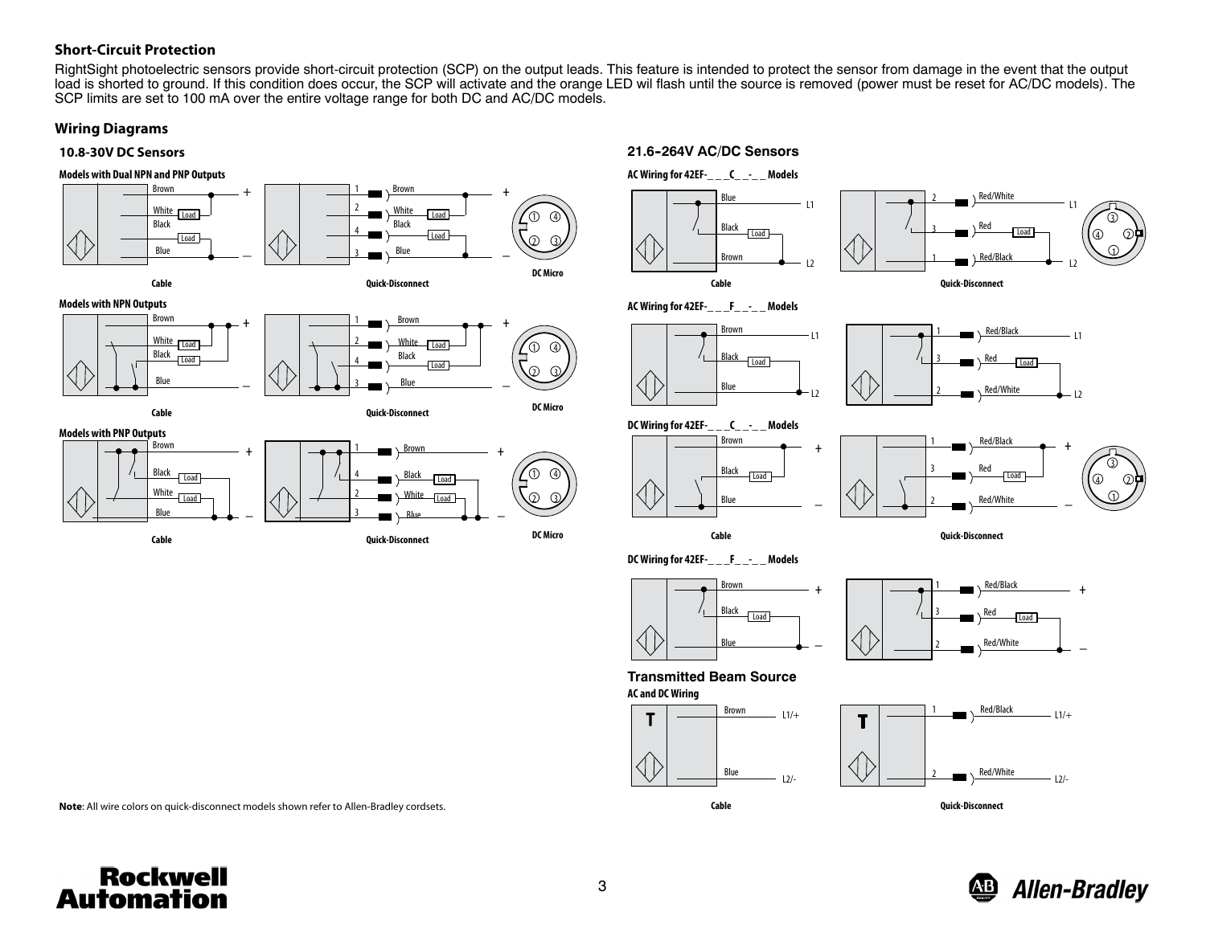### Short-Circuit Protection

RightSight photoelectric sensors provide short-circuit protection (SCP) on the output leads. This feature is intended to protect the sensor from damage in the event that the output load is shorted to ground. If this condition does occur, the SCP will activate and the orange LED wil flash until the source is removed (power must be reset for AC/DC models). The SCP limits are set to 100 mA over the entire voltage range for both DC and AC/DC models.

### Wiring Diagrams

#### 10.8-30V DC Sensors

**Models with Dual NPN and PNP Outputs**

Cable | Quick-Disconnect | DC Micro

**Models with NPN Outputs**

Cable | Quick-Disconnect | DC Micro

**Models with PNP Outputs**

Cable | Quick-Disconnect | DC Micro

#### 21.6-264V AC/DC Sensors

**AC Wiring for 42EF-_ _ _C_ _-_ _ Models**

Cable | Quick-Disconnect

**AC Wiring for 42EF-_ _ _F_ _-_ _ Models**

**DC Wiring for 42EF-_ _ _C_ _-_ _ Models**

Cable | Quick-Disconnect

**DC Wiring for 42EF-_ _ _F_ _-_ _ Models**

#### Transmitted Beam Source

**AC and DC Wiring**

Cable | Quick-Disconnect

**Note**: All wire colors on quick-disconnect models shown refer to Allen-Bradley cordsets.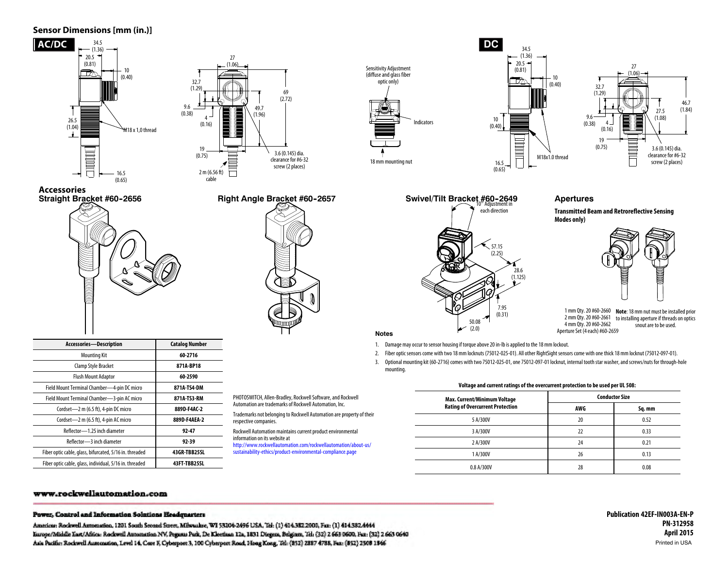## Sensor Dimensions [mm (in.)]

**AC/DC**

34.5 (1.36)
20.5 (0.81)
10 (0.40)
26.5 (1.04)
M18 x 1,0 thread
16.5 (0.65)
27 (1.06)
32.7 (1.29)
69 (2.72)
9.6 (0.38)
49.7 (1.96)
4 (0.16)
19 (0.75)
3.6 (0.145) dia. clearance for #6-32 screw (2 places)
2 m (6.56 ft) cable

Sensitivity Adjustment (diffuse and glass fiber optic only)
Indicators
18 mm mounting nut

**DC**

34.5 (1.36)
20.5 (0.81)
10 (0.40)
10 (0.40)
16.5 (0.65)
M18x1.0 thread
27 (1.06)
32.7 (1.29)
46.7 (1.84)
27.5 (1.08)
9.6 (0.38)
4 (0.16)
19 (0.75)
3.6 (0.145) dia. clearance for #6-32 screw (2 places)

## Accessories

### Straight Bracket #60-2656

### Right Angle Bracket #60-2657

### Swivel/Tilt Bracket #60-2649

10° Adjustment in each direction
57.15 (2.25)
28.6 (1.125)
7.95 (0.31)
50.08 (2.0)

### Apertures

**Transmitted Beam and Retroreflective Sensing Modes only)**

1 mm Qty. 20 #60-2660
2 mm Qty. 20 #60-2661
4 mm Qty. 20 #60-2662
Aperture Set (4 each) #60-2659

**Note**: 18 mm nut must be installed prior to installing aperture if threads on optics snout are to be used.

| Accessories—Description | Catalog Number |
|---|---|
| Mounting Kit | 60-2716 |
| Clamp Style Bracket | 871A-BP18 |
| Flush Mount Adaptor | 60-2590 |
| Field Mount Terminal Chamber—4-pin DC micro | 871A-TS4-DM |
| Field Mount Terminal Chamber—3-pin AC micro | 871A-TS3-RM |
| Cordset—2 m (6.5 ft), 4-pin DC micro | 889D-F4AC-2 |
| Cordset—2 m (6.5 ft), 4-pin AC micro | 889D-F4AEA-2 |
| Reflector—1.25 inch diameter | 92-47 |
| Reflector—3 inch diameter | 92-39 |
| Fiber optic cable, glass, bifurcated, 5/16 in. threaded | 43GR-TBB25SL |
| Fiber optic cable, glass, individual, 5/16 in. threaded | 43FT-TBB25SL |

### Notes

1. Damage may occur to sensor housing if torque above 20 in-lb is applied to the 18 mm locknut.
2. Fiber optic sensors come with two 18 mm locknuts (75012-025-01). All other RightSight sensors come with one thick 18 mm locknut (75012-097-01).
3. Optional mounting kit (60-2716) comes with two 75012-025-01, one 75012-097-01 locknut, internal tooth star washer, and screws/nuts for through-hole mounting.

**Voltage and current ratings of the overcurrent protection to be used per UL 508:**

| Max. Current/Minimum Voltage Rating of Overcurrent Protection | Conductor Size | |
|---|---|---|
| | AWG | Sq. mm |
| 5 A/300V | 20 | 0.52 |
| 3 A/300V | 22 | 0.33 |
| 2 A/300V | 24 | 0.21 |
| 1 A/300V | 26 | 0.13 |
| 0.8 A/300V | 28 | 0.08 |

PHOTOSWITCH, Allen-Bradley, Rockwell Software, and Rockwell Automation are trademarks of Rockwell Automation, Inc.

Trademarks not belonging to Rockwell Automation are property of their respective companies.

Rockwell Automation maintains current product environmental information on its website at http://www.rockwellautomation.com/rockwellautomation/about-us/sustainability-ethics/product-environmental-compliance.page

www.rockwellautomation.com

**Power, Control and Information Solutions Headquarters**

Americas: Rockwell Automation, 1201 South Second Street, Milwaukee, WI 53204-2496 USA, Tel: (1) 414.382.2000, Fax: (1) 414.382.4444
Europe/Middle East/Africa: Rockwell Automation NV, Pegasus Park, De Kleetlaan 12a, 1831 Diegem, Belgium, Tel: (32) 2 663 0600, Fax: (32) 2 663 0640
Asia Pacific: Rockwell Automation, Level 14, Core F, Cyberport 3, 100 Cyberport Road, Hong Kong, Tel: (852) 2887 4788, Fax: (852) 2508 1846

**Publication 42EF-IN003A-EN-P**
**PN-312958**
**April 2015**
Printed in USA